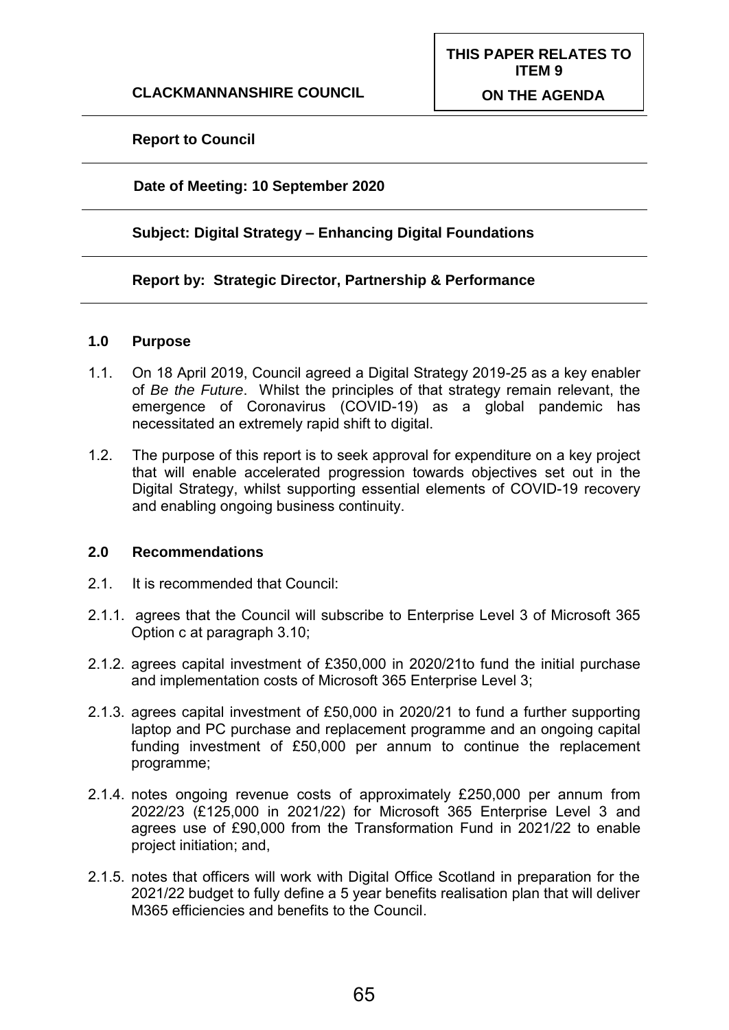**CLACKMANNANSHIRE COUNCIL**

**THIS PAPER RELATES TO ITEM 9**

**ON THE AGENDA**

**Report to Council**

**Date of Meeting: 10 September 2020**

**Subject: Digital Strategy – Enhancing Digital Foundations**

**Report by: Strategic Director, Partnership & Performance**

## 1.0 Purpose

1.1. On 18 April 2019, Council agreed a Digital Strategy 2019-25 as a key enabler of *Be the Future*. Whilst the principles of that strategy remain relevant, the emergence of Coronavirus (COVID-19) as a global pandemic has necessitated an extremely rapid shift to digital.

1.2. The purpose of this report is to seek approval for expenditure on a key project that will enable accelerated progression towards objectives set out in the Digital Strategy, whilst supporting essential elements of COVID-19 recovery and enabling ongoing business continuity.

## 2.0 Recommendations

2.1. It is recommended that Council:

2.1.1. agrees that the Council will subscribe to Enterprise Level 3 of Microsoft 365 Option c at paragraph 3.10;

2.1.2. agrees capital investment of £350,000 in 2020/21to fund the initial purchase and implementation costs of Microsoft 365 Enterprise Level 3;

2.1.3. agrees capital investment of £50,000 in 2020/21 to fund a further supporting laptop and PC purchase and replacement programme and an ongoing capital funding investment of £50,000 per annum to continue the replacement programme;

2.1.4. notes ongoing revenue costs of approximately £250,000 per annum from 2022/23 (£125,000 in 2021/22) for Microsoft 365 Enterprise Level 3 and agrees use of £90,000 from the Transformation Fund in 2021/22 to enable project initiation; and,

2.1.5. notes that officers will work with Digital Office Scotland in preparation for the 2021/22 budget to fully define a 5 year benefits realisation plan that will deliver M365 efficiencies and benefits to the Council.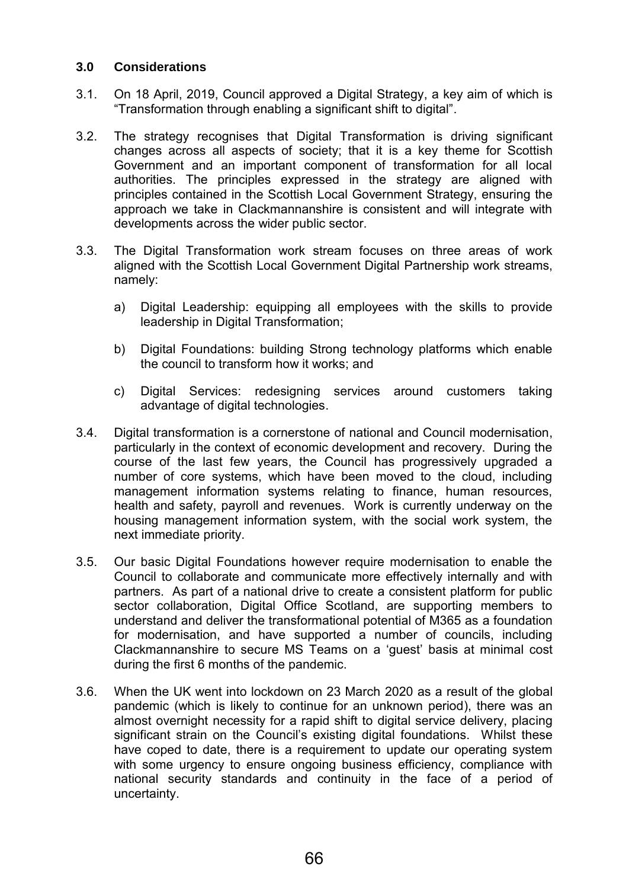## 3.0 Considerations

3.1. On 18 April, 2019, Council approved a Digital Strategy, a key aim of which is "Transformation through enabling a significant shift to digital".

3.2. The strategy recognises that Digital Transformation is driving significant changes across all aspects of society; that it is a key theme for Scottish Government and an important component of transformation for all local authorities. The principles expressed in the strategy are aligned with principles contained in the Scottish Local Government Strategy, ensuring the approach we take in Clackmannanshire is consistent and will integrate with developments across the wider public sector.

3.3. The Digital Transformation work stream focuses on three areas of work aligned with the Scottish Local Government Digital Partnership work streams, namely:

a) Digital Leadership: equipping all employees with the skills to provide leadership in Digital Transformation;

b) Digital Foundations: building Strong technology platforms which enable the council to transform how it works; and

c) Digital Services: redesigning services around customers taking advantage of digital technologies.

3.4. Digital transformation is a cornerstone of national and Council modernisation, particularly in the context of economic development and recovery. During the course of the last few years, the Council has progressively upgraded a number of core systems, which have been moved to the cloud, including management information systems relating to finance, human resources, health and safety, payroll and revenues. Work is currently underway on the housing management information system, with the social work system, the next immediate priority.

3.5. Our basic Digital Foundations however require modernisation to enable the Council to collaborate and communicate more effectively internally and with partners. As part of a national drive to create a consistent platform for public sector collaboration, Digital Office Scotland, are supporting members to understand and deliver the transformational potential of M365 as a foundation for modernisation, and have supported a number of councils, including Clackmannanshire to secure MS Teams on a 'guest' basis at minimal cost during the first 6 months of the pandemic.

3.6. When the UK went into lockdown on 23 March 2020 as a result of the global pandemic (which is likely to continue for an unknown period), there was an almost overnight necessity for a rapid shift to digital service delivery, placing significant strain on the Council's existing digital foundations. Whilst these have coped to date, there is a requirement to update our operating system with some urgency to ensure ongoing business efficiency, compliance with national security standards and continuity in the face of a period of uncertainty.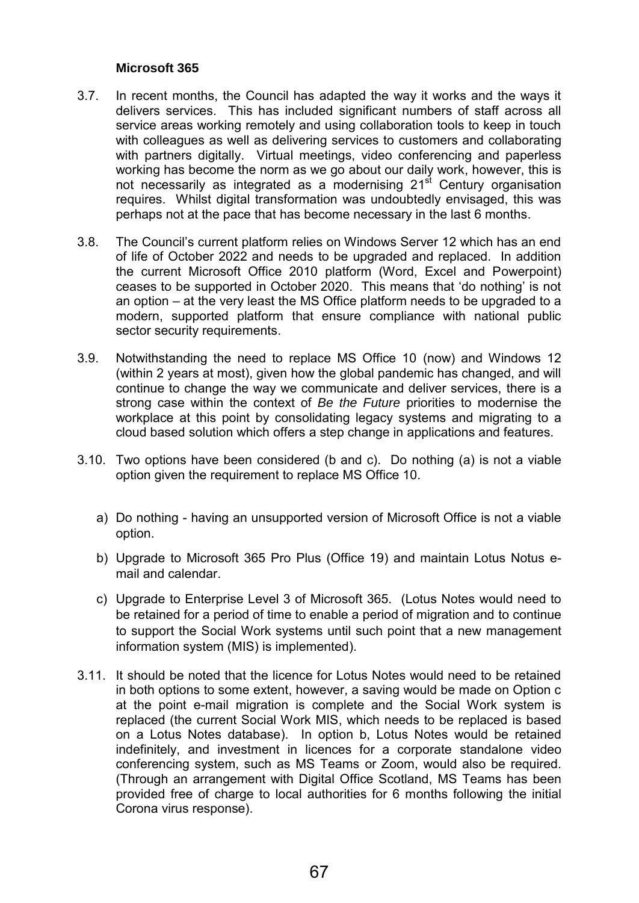**Microsoft 365**

3.7. In recent months, the Council has adapted the way it works and the ways it delivers services. This has included significant numbers of staff across all service areas working remotely and using collaboration tools to keep in touch with colleagues as well as delivering services to customers and collaborating with partners digitally. Virtual meetings, video conferencing and paperless working has become the norm as we go about our daily work, however, this is not necessarily as integrated as a modernising 21st Century organisation requires. Whilst digital transformation was undoubtedly envisaged, this was perhaps not at the pace that has become necessary in the last 6 months.

3.8. The Council's current platform relies on Windows Server 12 which has an end of life of October 2022 and needs to be upgraded and replaced. In addition the current Microsoft Office 2010 platform (Word, Excel and Powerpoint) ceases to be supported in October 2020. This means that 'do nothing' is not an option – at the very least the MS Office platform needs to be upgraded to a modern, supported platform that ensure compliance with national public sector security requirements.

3.9. Notwithstanding the need to replace MS Office 10 (now) and Windows 12 (within 2 years at most), given how the global pandemic has changed, and will continue to change the way we communicate and deliver services, there is a strong case within the context of *Be the Future* priorities to modernise the workplace at this point by consolidating legacy systems and migrating to a cloud based solution which offers a step change in applications and features.

3.10. Two options have been considered (b and c). Do nothing (a) is not a viable option given the requirement to replace MS Office 10.

a) Do nothing - having an unsupported version of Microsoft Office is not a viable option.

b) Upgrade to Microsoft 365 Pro Plus (Office 19) and maintain Lotus Notus e-mail and calendar.

c) Upgrade to Enterprise Level 3 of Microsoft 365. (Lotus Notes would need to be retained for a period of time to enable a period of migration and to continue to support the Social Work systems until such point that a new management information system (MIS) is implemented).

3.11. It should be noted that the licence for Lotus Notes would need to be retained in both options to some extent, however, a saving would be made on Option c at the point e-mail migration is complete and the Social Work system is replaced (the current Social Work MIS, which needs to be replaced is based on a Lotus Notes database). In option b, Lotus Notes would be retained indefinitely, and investment in licences for a corporate standalone video conferencing system, such as MS Teams or Zoom, would also be required. (Through an arrangement with Digital Office Scotland, MS Teams has been provided free of charge to local authorities for 6 months following the initial Corona virus response).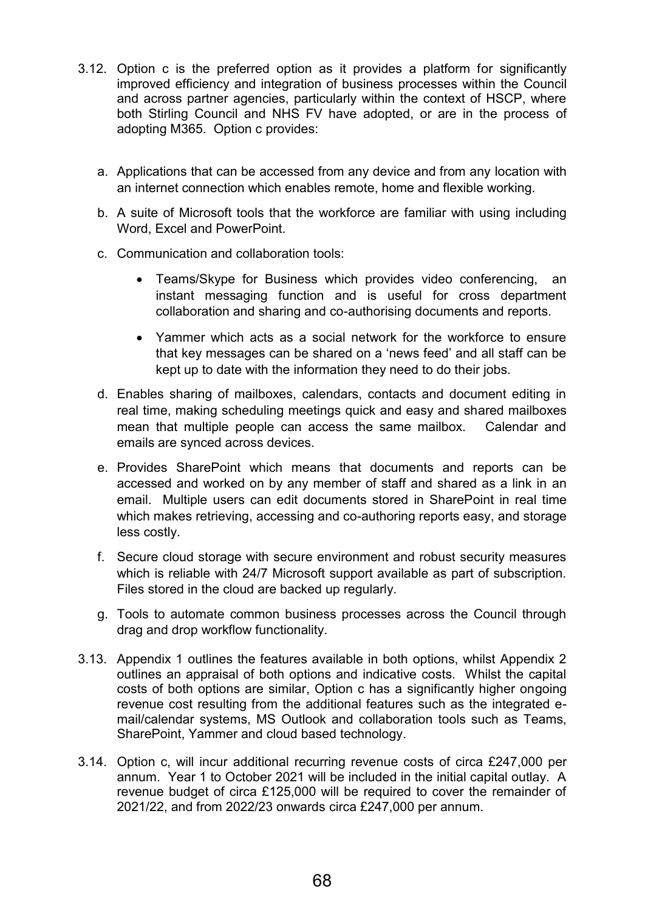3.12. Option c is the preferred option as it provides a platform for significantly improved efficiency and integration of business processes within the Council and across partner agencies, particularly within the context of HSCP, where both Stirling Council and NHS FV have adopted, or are in the process of adopting M365. Option c provides:

   a. Applications that can be accessed from any device and from any location with an internet connection which enables remote, home and flexible working.

   b. A suite of Microsoft tools that the workforce are familiar with using including Word, Excel and PowerPoint.

   c. Communication and collaboration tools:

      - Teams/Skype for Business which provides video conferencing, an instant messaging function and is useful for cross department collaboration and sharing and co-authorising documents and reports.

      - Yammer which acts as a social network for the workforce to ensure that key messages can be shared on a 'news feed' and all staff can be kept up to date with the information they need to do their jobs.

   d. Enables sharing of mailboxes, calendars, contacts and document editing in real time, making scheduling meetings quick and easy and shared mailboxes mean that multiple people can access the same mailbox. Calendar and emails are synced across devices.

   e. Provides SharePoint which means that documents and reports can be accessed and worked on by any member of staff and shared as a link in an email. Multiple users can edit documents stored in SharePoint in real time which makes retrieving, accessing and co-authoring reports easy, and storage less costly.

   f. Secure cloud storage with secure environment and robust security measures which is reliable with 24/7 Microsoft support available as part of subscription. Files stored in the cloud are backed up regularly.

   g. Tools to automate common business processes across the Council through drag and drop workflow functionality.

3.13. Appendix 1 outlines the features available in both options, whilst Appendix 2 outlines an appraisal of both options and indicative costs. Whilst the capital costs of both options are similar, Option c has a significantly higher ongoing revenue cost resulting from the additional features such as the integrated e-mail/calendar systems, MS Outlook and collaboration tools such as Teams, SharePoint, Yammer and cloud based technology.

3.14. Option c, will incur additional recurring revenue costs of circa £247,000 per annum. Year 1 to October 2021 will be included in the initial capital outlay. A revenue budget of circa £125,000 will be required to cover the remainder of 2021/22, and from 2022/23 onwards circa £247,000 per annum.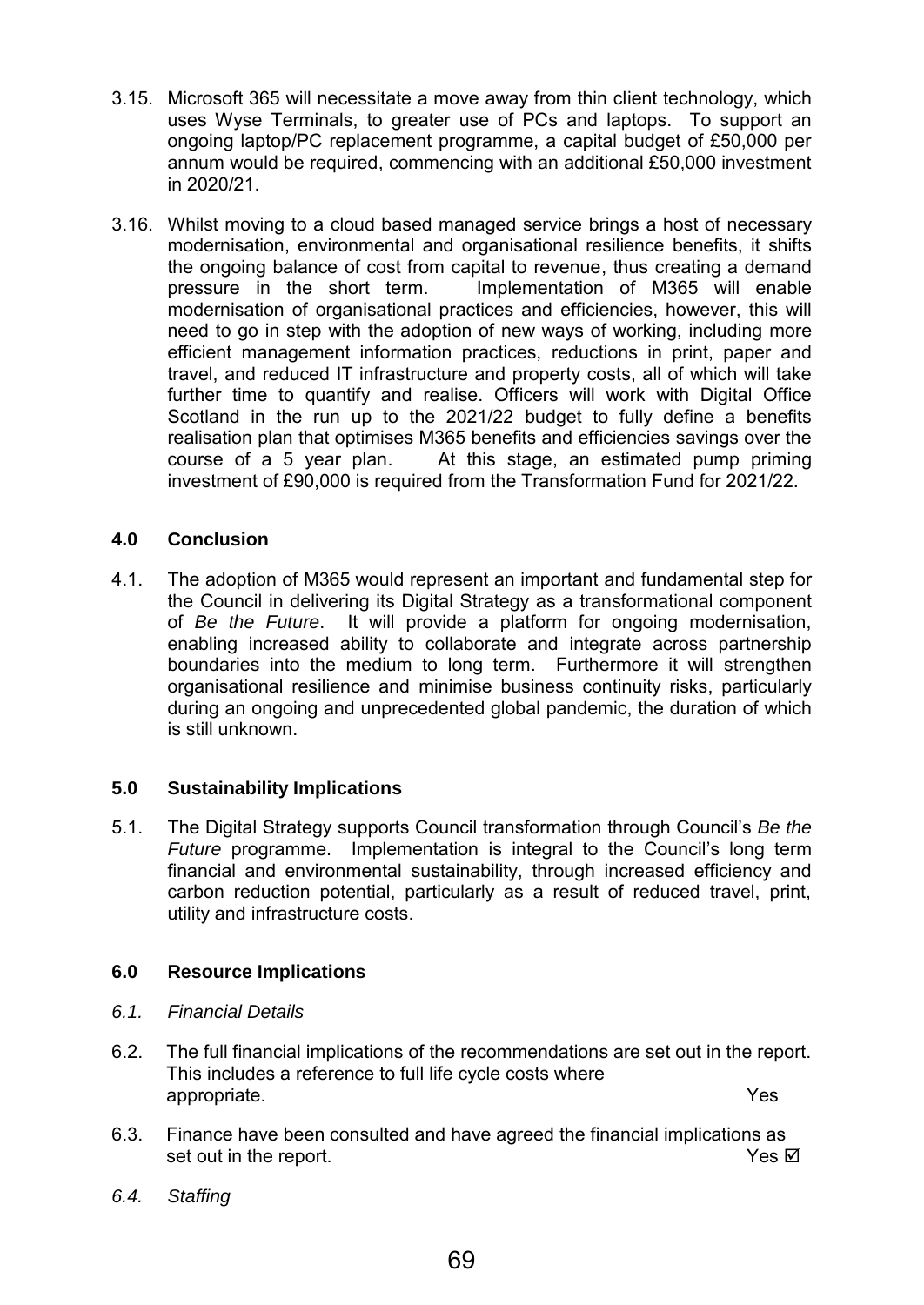3.15. Microsoft 365 will necessitate a move away from thin client technology, which uses Wyse Terminals, to greater use of PCs and laptops. To support an ongoing laptop/PC replacement programme, a capital budget of £50,000 per annum would be required, commencing with an additional £50,000 investment in 2020/21.

3.16. Whilst moving to a cloud based managed service brings a host of necessary modernisation, environmental and organisational resilience benefits, it shifts the ongoing balance of cost from capital to revenue, thus creating a demand pressure in the short term. Implementation of M365 will enable modernisation of organisational practices and efficiencies, however, this will need to go in step with the adoption of new ways of working, including more efficient management information practices, reductions in print, paper and travel, and reduced IT infrastructure and property costs, all of which will take further time to quantify and realise. Officers will work with Digital Office Scotland in the run up to the 2021/22 budget to fully define a benefits realisation plan that optimises M365 benefits and efficiencies savings over the course of a 5 year plan. At this stage, an estimated pump priming investment of £90,000 is required from the Transformation Fund for 2021/22.

## 4.0 Conclusion

4.1. The adoption of M365 would represent an important and fundamental step for the Council in delivering its Digital Strategy as a transformational component of *Be the Future*. It will provide a platform for ongoing modernisation, enabling increased ability to collaborate and integrate across partnership boundaries into the medium to long term. Furthermore it will strengthen organisational resilience and minimise business continuity risks, particularly during an ongoing and unprecedented global pandemic, the duration of which is still unknown.

## 5.0 Sustainability Implications

5.1. The Digital Strategy supports Council transformation through Council's *Be the Future* programme. Implementation is integral to the Council's long term financial and environmental sustainability, through increased efficiency and carbon reduction potential, particularly as a result of reduced travel, print, utility and infrastructure costs.

## 6.0 Resource Implications

*6.1. Financial Details*

6.2. The full financial implications of the recommendations are set out in the report. This includes a reference to full life cycle costs where appropriate. Yes

6.3. Finance have been consulted and have agreed the financial implications as set out in the report. Yes ☑

*6.4. Staffing*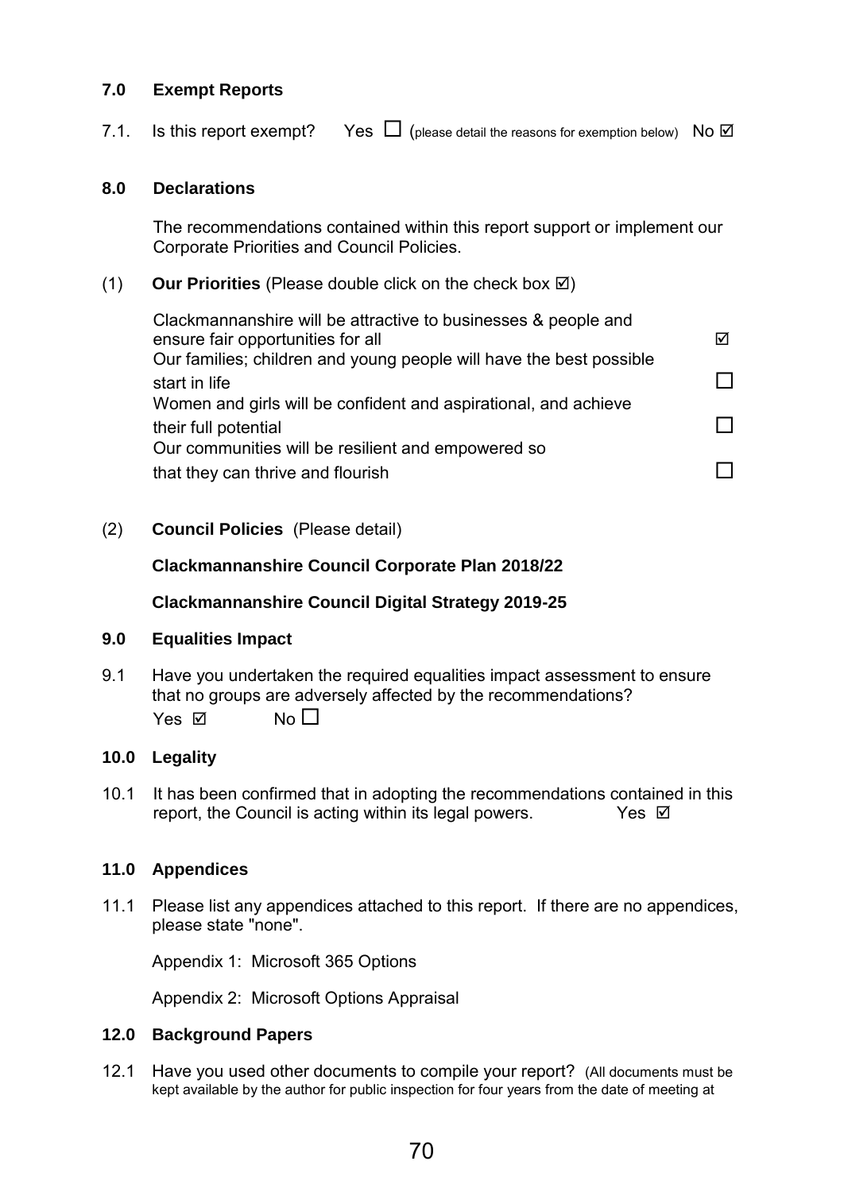**7.0 Exempt Reports**

7.1. Is this report exempt? Yes ☐ (please detail the reasons for exemption below) No ☑

**8.0 Declarations**

The recommendations contained within this report support or implement our Corporate Priorities and Council Policies.

(1) **Our Priorities** (Please double click on the check box ☑)

| | |
|---|---|
| Clackmannanshire will be attractive to businesses & people and ensure fair opportunities for all | ☑ |
| Our families; children and young people will have the best possible start in life | ☐ |
| Women and girls will be confident and aspirational, and achieve their full potential | ☐ |
| Our communities will be resilient and empowered so that they can thrive and flourish | ☐ |

(2) **Council Policies** (Please detail)

**Clackmannanshire Council Corporate Plan 2018/22**

**Clackmannanshire Council Digital Strategy 2019-25**

**9.0 Equalities Impact**

9.1 Have you undertaken the required equalities impact assessment to ensure that no groups are adversely affected by the recommendations?
Yes ☑ No ☐

**10.0 Legality**

10.1 It has been confirmed that in adopting the recommendations contained in this report, the Council is acting within its legal powers. Yes ☑

**11.0 Appendices**

11.1 Please list any appendices attached to this report. If there are no appendices, please state "none".

Appendix 1: Microsoft 365 Options

Appendix 2: Microsoft Options Appraisal

**12.0 Background Papers**

12.1 Have you used other documents to compile your report? (All documents must be kept available by the author for public inspection for four years from the date of meeting at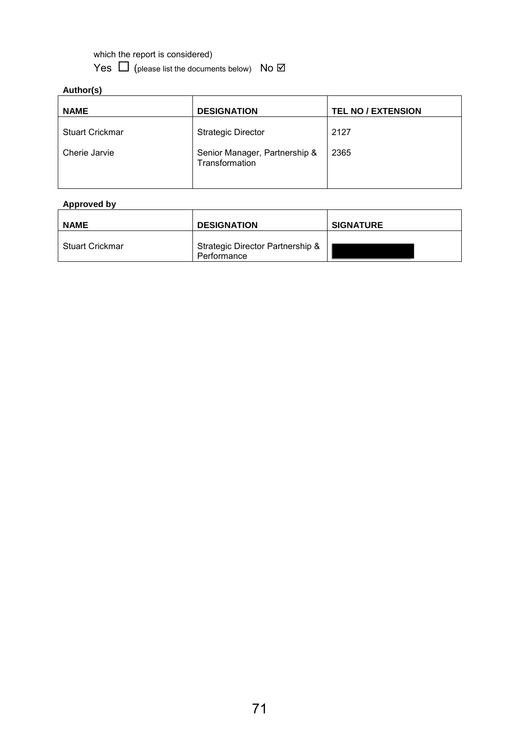which the report is considered)

Yes ☐ (please list the documents below) No ☑

**Author(s)**

| NAME | DESIGNATION | TEL NO / EXTENSION |
|---|---|---|
| Stuart Crickmar | Strategic Director | 2127 |
| Cherie Jarvie | Senior Manager, Partnership & Transformation | 2365 |

**Approved by**

| NAME | DESIGNATION | SIGNATURE |
|---|---|---|
| Stuart Crickmar | Strategic Director Partnership & Performance | |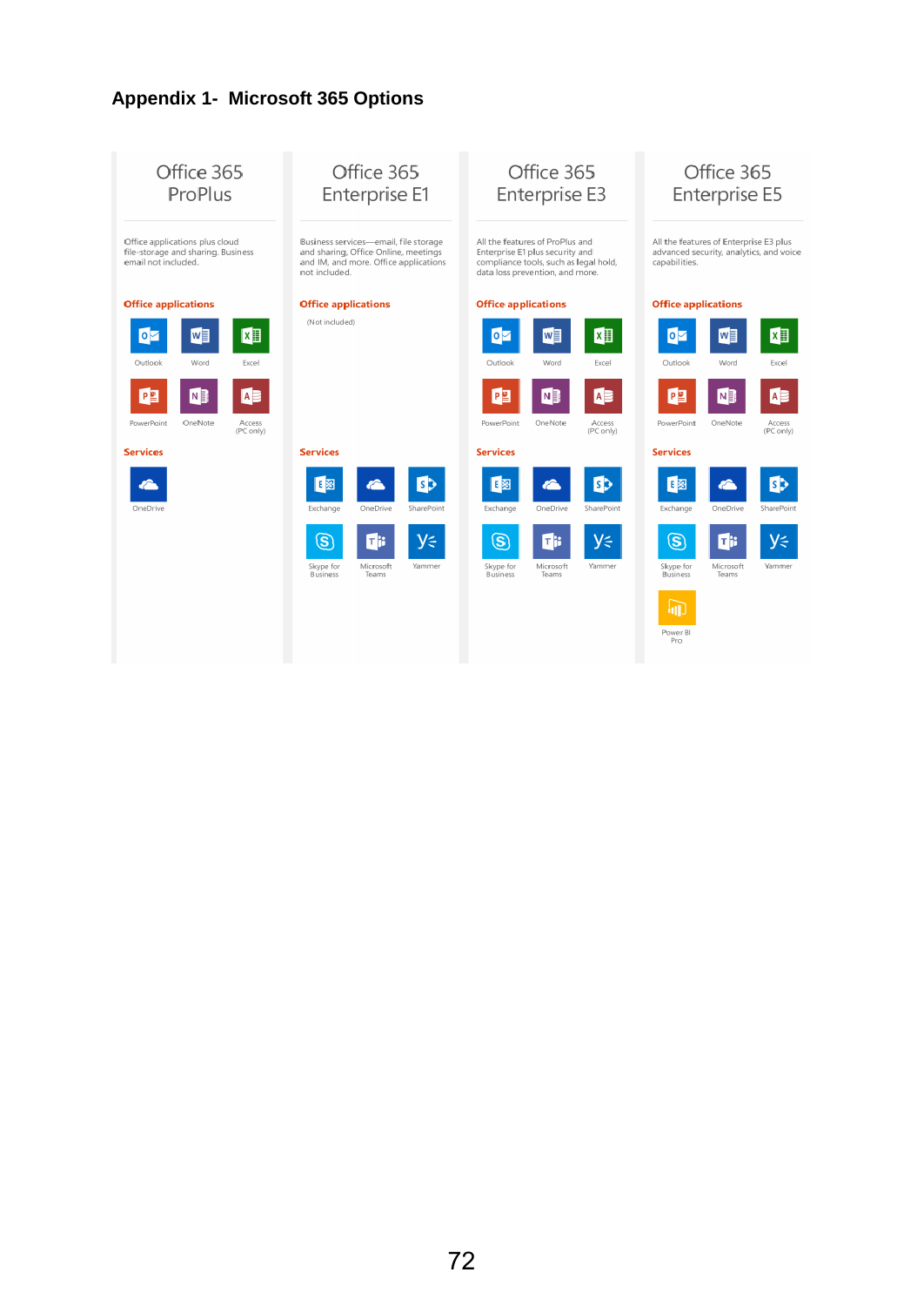## Appendix 1- Microsoft 365 Options

### Office 365 ProPlus

Office applications plus cloud file-storage and sharing. Business email not included.

**Office applications**

Outlook, Word, Excel, PowerPoint, OneNote, Access (PC only)

**Services**

OneDrive

### Office 365 Enterprise E1

Business services—email, file storage and sharing, Office Online, meetings and IM, and more. Office applications not included.

**Office applications**

(Not included)

**Services**

Exchange, OneDrive, SharePoint, Skype for Business, Microsoft Teams, Yammer

### Office 365 Enterprise E3

All the features of ProPlus and Enterprise E1 plus security and compliance tools, such as legal hold, data loss prevention, and more.

**Office applications**

Outlook, Word, Excel, PowerPoint, OneNote, Access (PC only)

**Services**

Exchange, OneDrive, SharePoint, Skype for Business, Microsoft Teams, Yammer

### Office 365 Enterprise E5

All the features of Enterprise E3 plus advanced security, analytics, and voice capabilities.

**Office applications**

Outlook, Word, Excel, PowerPoint, OneNote, Access (PC only)

**Services**

Exchange, OneDrive, SharePoint, Skype for Business, Microsoft Teams, Yammer, Power BI Pro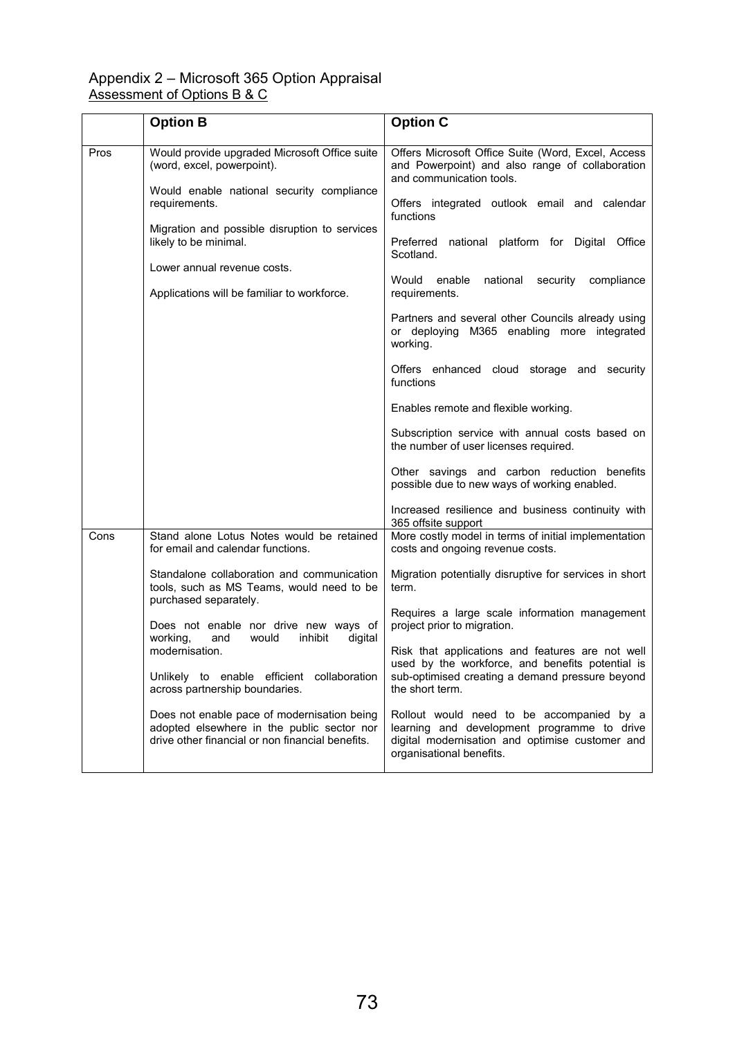Appendix 2 – Microsoft 365 Option Appraisal

Assessment of Options B & C

| | **Option B** | **Option C** |
|---|---|---|
| Pros | Would provide upgraded Microsoft Office suite (word, excel, powerpoint).<br><br>Would enable national security compliance requirements.<br><br>Migration and possible disruption to services likely to be minimal.<br><br>Lower annual revenue costs.<br><br>Applications will be familiar to workforce. | Offers Microsoft Office Suite (Word, Excel, Access and Powerpoint) and also range of collaboration and communication tools.<br><br>Offers integrated outlook email and calendar functions<br><br>Preferred national platform for Digital Office Scotland.<br><br>Would enable national security compliance requirements.<br><br>Partners and several other Councils already using or deploying M365 enabling more integrated working.<br><br>Offers enhanced cloud storage and security functions<br><br>Enables remote and flexible working.<br><br>Subscription service with annual costs based on the number of user licenses required.<br><br>Other savings and carbon reduction benefits possible due to new ways of working enabled.<br><br>Increased resilience and business continuity with 365 offsite support |
| Cons | Stand alone Lotus Notes would be retained for email and calendar functions.<br><br>Standalone collaboration and communication tools, such as MS Teams, would need to be purchased separately.<br><br>Does not enable nor drive new ways of working, and would inhibit digital modernisation.<br><br>Unlikely to enable efficient collaboration across partnership boundaries.<br><br>Does not enable pace of modernisation being adopted elsewhere in the public sector nor drive other financial or non financial benefits. | More costly model in terms of initial implementation costs and ongoing revenue costs.<br><br>Migration potentially disruptive for services in short term.<br><br>Requires a large scale information management project prior to migration.<br><br>Risk that applications and features are not well used by the workforce, and benefits potential is sub-optimised creating a demand pressure beyond the short term.<br><br>Rollout would need to be accompanied by a learning and development programme to drive digital modernisation and optimise customer and organisational benefits. |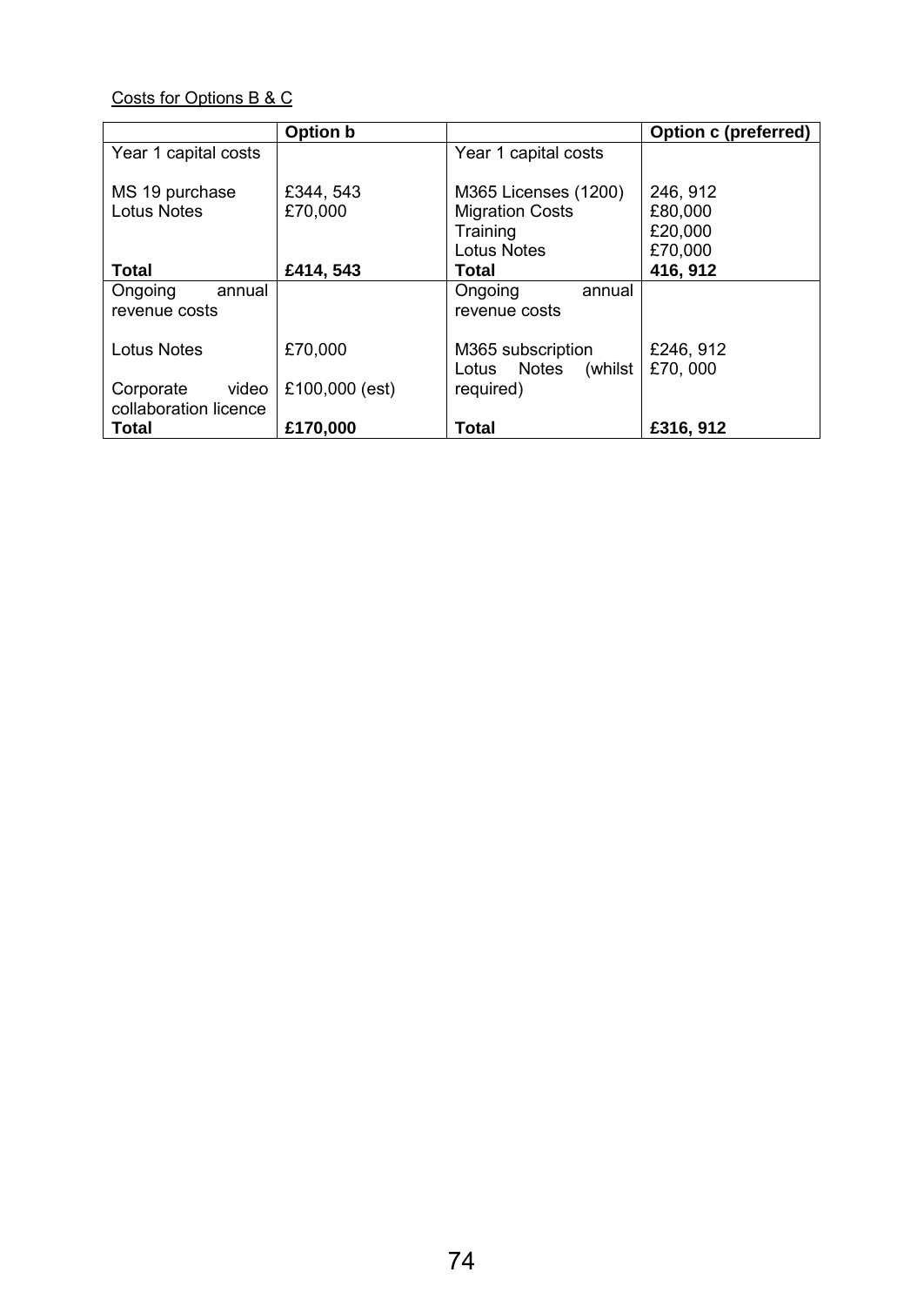Costs for Options B & C

| | Option b | | Option c (preferred) |
|---|---|---|---|
| Year 1 capital costs | | Year 1 capital costs | |
| MS 19 purchase<br>Lotus Notes | £344, 543<br>£70,000 | M365 Licenses (1200)<br>Migration Costs<br>Training<br>Lotus Notes | 246, 912<br>£80,000<br>£20,000<br>£70,000 |
| **Total** | **£414, 543** | **Total** | **416, 912** |
| Ongoing annual revenue costs | | Ongoing annual revenue costs | |
| Lotus Notes<br>Corporate video collaboration licence | £70,000<br>£100,000 (est) | M365 subscription<br>Lotus Notes (whilst required) | £246, 912<br>£70, 000 |
| **Total** | **£170,000** | **Total** | **£316, 912** |